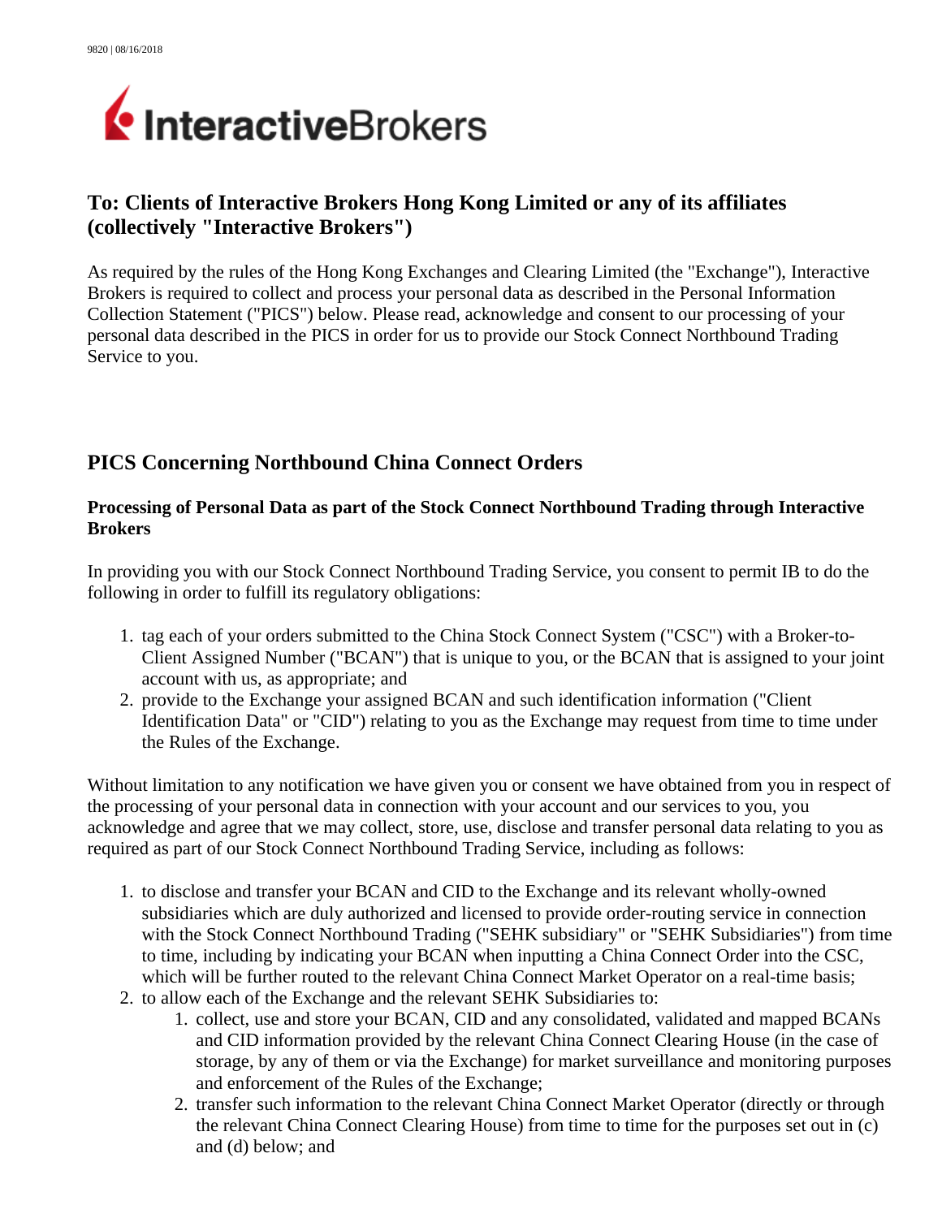## To: Clients of Interactive Brokers Hong Kong Limited or any of its affiliates (collectively "Interactive Brokers")

As required by the rules of the Hong Kong Exchanges and Clearing Limited (the "Exchange"), Interactive Brokers is required to collect and process your personal data as described in the Personal Information Collection Statement ("PICS") below. Please read, acknowledge and consent to our processing of your personal data described in the PICS in order for us to provide our Stock Connect Northbound Trading Service to you.

## PICS Concerning Northbound China Connect Orders

### Processing of Personal Data as part of the Stock Connect Northbound Trading through Interactive Brokers

In providing you with our Stock Connect Northbound Trading Service, you consent to permit IB to do the following in order to fulfill its regulatory obligations:

1. tag each of your orders submitted to the China Stock Connect System ("CSC") with a Broker-to-Client Assigned Number ("BCAN") that is unique to you, or the BCAN that is assigned to your joint account with us, as appropriate; and
2. provide to the Exchange your assigned BCAN and such identification information ("Client Identification Data" or "CID") relating to you as the Exchange may request from time to time under the Rules of the Exchange.

Without limitation to any notification we have given you or consent we have obtained from you in respect of the processing of your personal data in connection with your account and our services to you, you acknowledge and agree that we may collect, store, use, disclose and transfer personal data relating to you as required as part of our Stock Connect Northbound Trading Service, including as follows:

1. to disclose and transfer your BCAN and CID to the Exchange and its relevant wholly-owned subsidiaries which are duly authorized and licensed to provide order-routing service in connection with the Stock Connect Northbound Trading ("SEHK subsidiary" or "SEHK Subsidiaries") from time to time, including by indicating your BCAN when inputting a China Connect Order into the CSC, which will be further routed to the relevant China Connect Market Operator on a real-time basis;
2. to allow each of the Exchange and the relevant SEHK Subsidiaries to:
    1. collect, use and store your BCAN, CID and any consolidated, validated and mapped BCANs and CID information provided by the relevant China Connect Clearing House (in the case of storage, by any of them or via the Exchange) for market surveillance and monitoring purposes and enforcement of the Rules of the Exchange;
    2. transfer such information to the relevant China Connect Market Operator (directly or through the relevant China Connect Clearing House) from time to time for the purposes set out in (c) and (d) below; and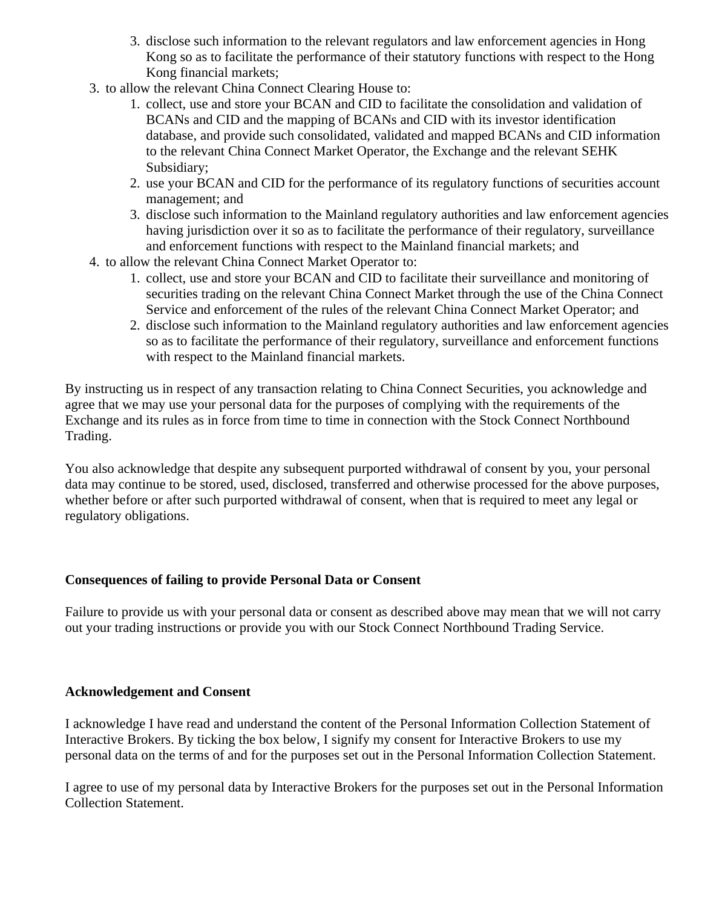3. disclose such information to the relevant regulators and law enforcement agencies in Hong Kong so as to facilitate the performance of their statutory functions with respect to the Hong Kong financial markets;
3. to allow the relevant China Connect Clearing House to:
   1. collect, use and store your BCAN and CID to facilitate the consolidation and validation of BCANs and CID and the mapping of BCANs and CID with its investor identification database, and provide such consolidated, validated and mapped BCANs and CID information to the relevant China Connect Market Operator, the Exchange and the relevant SEHK Subsidiary;
   2. use your BCAN and CID for the performance of its regulatory functions of securities account management; and
   3. disclose such information to the Mainland regulatory authorities and law enforcement agencies having jurisdiction over it so as to facilitate the performance of their regulatory, surveillance and enforcement functions with respect to the Mainland financial markets; and
4. to allow the relevant China Connect Market Operator to:
   1. collect, use and store your BCAN and CID to facilitate their surveillance and monitoring of securities trading on the relevant China Connect Market through the use of the China Connect Service and enforcement of the rules of the relevant China Connect Market Operator; and
   2. disclose such information to the Mainland regulatory authorities and law enforcement agencies so as to facilitate the performance of their regulatory, surveillance and enforcement functions with respect to the Mainland financial markets.

By instructing us in respect of any transaction relating to China Connect Securities, you acknowledge and agree that we may use your personal data for the purposes of complying with the requirements of the Exchange and its rules as in force from time to time in connection with the Stock Connect Northbound Trading.

You also acknowledge that despite any subsequent purported withdrawal of consent by you, your personal data may continue to be stored, used, disclosed, transferred and otherwise processed for the above purposes, whether before or after such purported withdrawal of consent, when that is required to meet any legal or regulatory obligations.

**Consequences of failing to provide Personal Data or Consent**

Failure to provide us with your personal data or consent as described above may mean that we will not carry out your trading instructions or provide you with our Stock Connect Northbound Trading Service.

**Acknowledgement and Consent**

I acknowledge I have read and understand the content of the Personal Information Collection Statement of Interactive Brokers. By ticking the box below, I signify my consent for Interactive Brokers to use my personal data on the terms of and for the purposes set out in the Personal Information Collection Statement.

I agree to use of my personal data by Interactive Brokers for the purposes set out in the Personal Information Collection Statement.